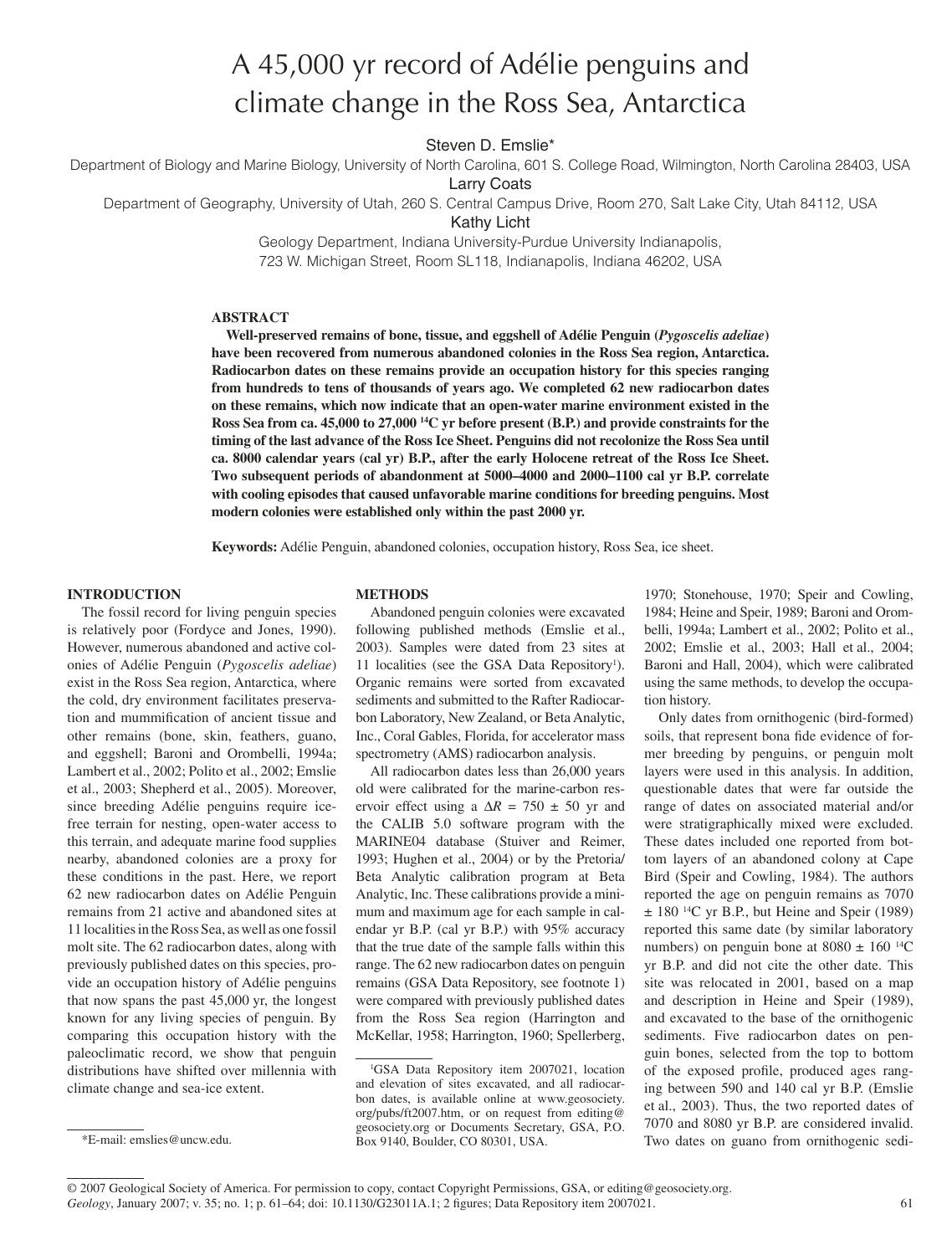# A 45,000 yr record of Adélie penguins and climate change in the Ross Sea, Antarctica

Steven D. Emslie*

Department of Biology and Marine Biology, University of North Carolina, 601 S. College Road, Wilmington, North Carolina 28403, USA

Larry Coats

Department of Geography, University of Utah, 260 S. Central Campus Drive, Room 270, Salt Lake City, Utah 84112, USA

Kathy Licht

Geology Department, Indiana University-Purdue University Indianapolis, 723 W. Michigan Street, Room SL118, Indianapolis, Indiana 46202, USA

## ABSTRACT

**Well-preserved remains of bone, tissue, and eggshell of Adélie Penguin (*Pygoscelis adeliae*) have been recovered from numerous abandoned colonies in the Ross Sea region, Antarctica. Radiocarbon dates on these remains provide an occupation history for this species ranging from hundreds to tens of thousands of years ago. We completed 62 new radiocarbon dates on these remains, which now indicate that an open-water marine environment existed in the Ross Sea from ca. 45,000 to 27,000 $^{14}$C yr before present (B.P.) and provide constraints for the timing of the last advance of the Ross Ice Sheet. Penguins did not recolonize the Ross Sea until ca. 8000 calendar years (cal yr) B.P., after the early Holocene retreat of the Ross Ice Sheet. Two subsequent periods of abandonment at 5000–4000 and 2000–1100 cal yr B.P. correlate with cooling episodes that caused unfavorable marine conditions for breeding penguins. Most modern colonies were established only within the past 2000 yr.**

**Keywords:** Adélie Penguin, abandoned colonies, occupation history, Ross Sea, ice sheet.

## INTRODUCTION

The fossil record for living penguin species is relatively poor (Fordyce and Jones, 1990). However, numerous abandoned and active colonies of Adélie Penguin (*Pygoscelis adeliae*) exist in the Ross Sea region, Antarctica, where the cold, dry environment facilitates preservation and mummification of ancient tissue and other remains (bone, skin, feathers, guano, and eggshell; Baroni and Orombelli, 1994a; Lambert et al., 2002; Polito et al., 2002; Emslie et al., 2003; Shepherd et al., 2005). Moreover, since breeding Adélie penguins require ice-free terrain for nesting, open-water access to this terrain, and adequate marine food supplies nearby, abandoned colonies are a proxy for these conditions in the past. Here, we report 62 new radiocarbon dates on Adélie Penguin remains from 21 active and abandoned sites at 11 localities in the Ross Sea, as well as one fossil molt site. The 62 radiocarbon dates, along with previously published dates on this species, provide an occupation history of Adélie penguins that now spans the past 45,000 yr, the longest known for any living species of penguin. By comparing this occupation history with the paleoclimatic record, we show that penguin distributions have shifted over millennia with climate change and sea-ice extent.

## METHODS

Abandoned penguin colonies were excavated following published methods (Emslie et al., 2003). Samples were dated from 23 sites at 11 localities (see the GSA Data Repository[1]). Organic remains were sorted from excavated sediments and submitted to the Rafter Radiocarbon Laboratory, New Zealand, or Beta Analytic, Inc., Coral Gables, Florida, for accelerator mass spectrometry (AMS) radiocarbon analysis.

All radiocarbon dates less than 26,000 years old were calibrated for the marine-carbon reservoir effect using a $\Delta R = 750 \pm 50$ yr and the CALIB 5.0 software program with the MARINE04 database (Stuiver and Reimer, 1993; Hughen et al., 2004) or by the Pretoria/Beta Analytic calibration program at Beta Analytic, Inc. These calibrations provide a minimum and maximum age for each sample in calendar yr B.P. (cal yr B.P.) with 95% accuracy that the true date of the sample falls within this range. The 62 new radiocarbon dates on penguin remains (GSA Data Repository, see footnote 1) were compared with previously published dates from the Ross Sea region (Harrington and McKellar, 1958; Harrington, 1960; Spellerberg, 1970; Stonehouse, 1970; Speir and Cowling, 1984; Heine and Speir, 1989; Baroni and Orombelli, 1994a; Lambert et al., 2002; Polito et al., 2002; Emslie et al., 2003; Hall et al., 2004; Baroni and Hall, 2004), which were calibrated using the same methods, to develop the occupation history.

Only dates from ornithogenic (bird-formed) soils, that represent bona fide evidence of former breeding by penguins, or penguin molt layers were used in this analysis. In addition, questionable dates that were far outside the range of dates on associated material and/or were stratigraphically mixed were excluded. These dates included one reported from bottom layers of an abandoned colony at Cape Bird (Speir and Cowling, 1984). The authors reported the age on penguin remains as 7070 ± 180 $^{14}$C yr B.P., but Heine and Speir (1989) reported this same date (by similar laboratory numbers) on penguin bone at 8080 ± 160 $^{14}$C yr B.P. and did not cite the other date. This site was relocated in 2001, based on a map and description in Heine and Speir (1989), and excavated to the base of the ornithogenic sediments. Five radiocarbon dates on penguin bones, selected from the top to bottom of the exposed profile, produced ages ranging between 590 and 140 cal yr B.P. (Emslie et al., 2003). Thus, the two reported dates of 7070 and 8080 yr B.P. are considered invalid. Two dates on guano from ornithogenic sedi-

*E-mail: emslies@uncw.edu.

[1]GSA Data Repository item 2007021, location and elevation of sites excavated, and all radiocarbon dates, is available online at www.geosociety.org/pubs/ft2007.htm, or on request from editing@geosociety.org or Documents Secretary, GSA, P.O. Box 9140, Boulder, CO 80301, USA.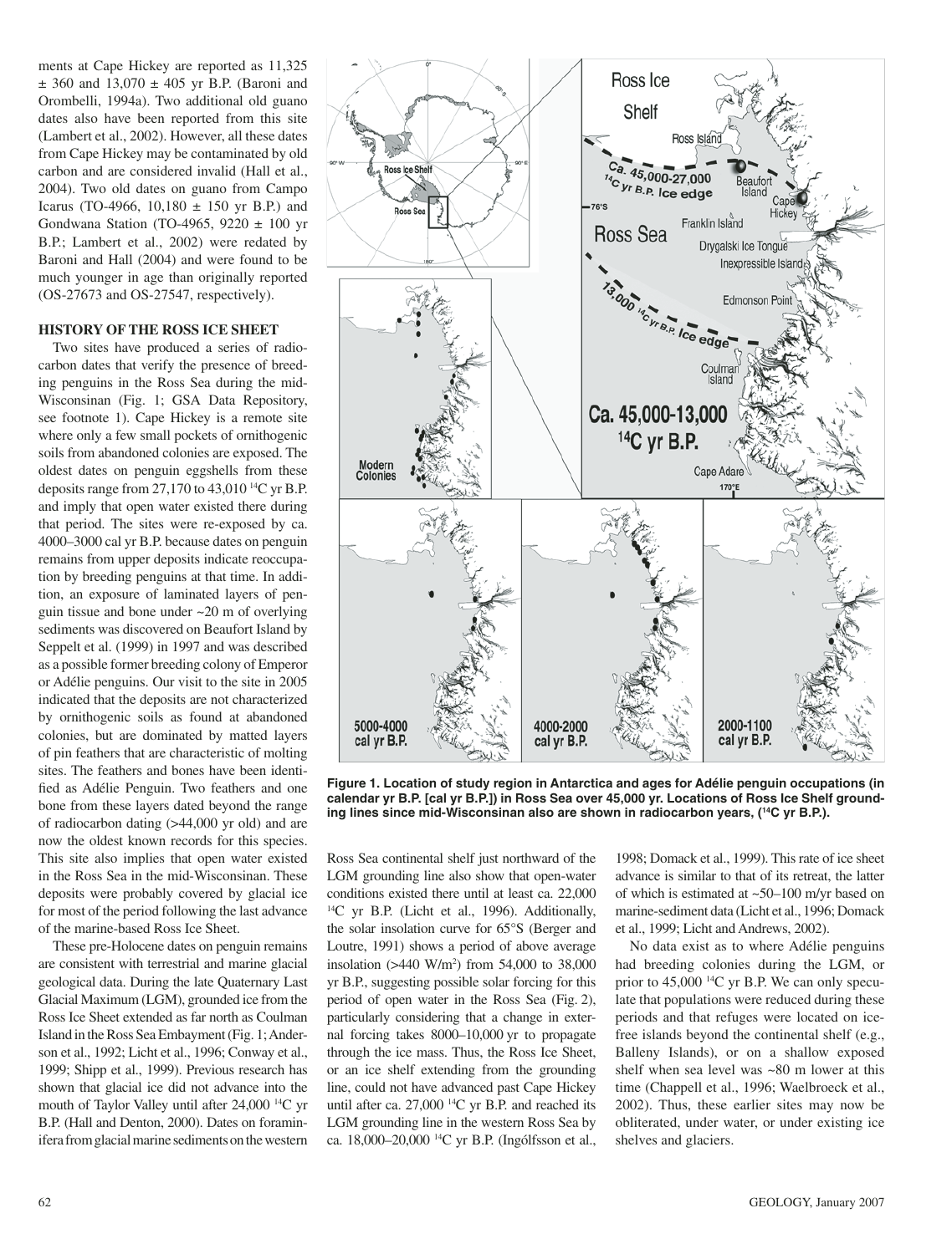ments at Cape Hickey are reported as 11,325 ± 360 and 13,070 ± 405 yr B.P. (Baroni and Orombelli, 1994a). Two additional old guano dates also have been reported from this site (Lambert et al., 2002). However, all these dates from Cape Hickey may be contaminated by old carbon and are considered invalid (Hall et al., 2004). Two old dates on guano from Campo Icarus (TO-4966, 10,180 ± 150 yr B.P.) and Gondwana Station (TO-4965, 9220 ± 100 yr B.P.; Lambert et al., 2002) were redated by Baroni and Hall (2004) and were found to be much younger in age than originally reported (OS-27673 and OS-27547, respectively).

## HISTORY OF THE ROSS ICE SHEET

Two sites have produced a series of radiocarbon dates that verify the presence of breeding penguins in the Ross Sea during the mid-Wisconsinan (Fig. 1; GSA Data Repository, see footnote 1). Cape Hickey is a remote site where only a few small pockets of ornithogenic soils from abandoned colonies are exposed. The oldest dates on penguin eggshells from these deposits range from 27,170 to 43,010 $^{14}$C yr B.P. and imply that open water existed there during that period. The sites were re-exposed by ca. 4000–3000 cal yr B.P. because dates on penguin remains from upper deposits indicate reoccupation by breeding penguins at that time. In addition, an exposure of laminated layers of penguin tissue and bone under ~20 m of overlying sediments was discovered on Beaufort Island by Seppelt et al. (1999) in 1997 and was described as a possible former breeding colony of Emperor or Adélie penguins. Our visit to the site in 2005 indicated that the deposits are not characterized by ornithogenic soils as found at abandoned colonies, but are dominated by matted layers of pin feathers that are characteristic of molting sites. The feathers and bones have been identified as Adélie Penguin. Two feathers and one bone from these layers dated beyond the range of radiocarbon dating (>44,000 yr old) and are now the oldest known records for this species. This site also implies that open water existed in the Ross Sea in the mid-Wisconsinan. These deposits were probably covered by glacial ice for most of the period following the last advance of the marine-based Ross Ice Sheet.

These pre-Holocene dates on penguin remains are consistent with terrestrial and marine glacial geological data. During the late Quaternary Last Glacial Maximum (LGM), grounded ice from the Ross Ice Sheet extended as far north as Coulman Island in the Ross Sea Embayment (Fig. 1; Anderson et al., 1992; Licht et al., 1996; Conway et al., 1999; Shipp et al., 1999). Previous research has shown that glacial ice did not advance into the mouth of Taylor Valley until after 24,000 $^{14}$C yr B.P. (Hall and Denton, 2000). Dates on foraminifera from glacial marine sediments on the western Ross Sea continental shelf just northward of the LGM grounding line also show that open-water conditions existed there until at least ca. 22,000 $^{14}$C yr B.P. (Licht et al., 1996). Additionally, the solar insolation curve for 65°S (Berger and Loutre, 1991) shows a period of above average insolation (>440 W/m$^2$) from 54,000 to 38,000 yr B.P., suggesting possible solar forcing for this period of open water in the Ross Sea (Fig. 2), particularly considering that a change in external forcing takes 8000–10,000 yr to propagate through the ice mass. Thus, the Ross Ice Sheet, or an ice shelf extending from the grounding line, could not have advanced past Cape Hickey until after ca. 27,000 $^{14}$C yr B.P. and reached its LGM grounding line in the western Ross Sea by ca. 18,000–20,000 $^{14}$C yr B.P. (Ingólfsson et al., 1998; Domack et al., 1999). This rate of ice sheet advance is similar to that of its retreat, the latter of which is estimated at ~50–100 m/yr based on marine-sediment data (Licht et al., 1996; Domack et al., 1999; Licht and Andrews, 2002).

No data exist as to where Adélie penguins had breeding colonies during the LGM, or prior to 45,000 $^{14}$C yr B.P. We can only speculate that populations were reduced during these periods and that refuges were located on ice-free islands beyond the continental shelf (e.g., Balleny Islands), or on a shallow exposed shelf when sea level was ~80 m lower at this time (Chappell et al., 1996; Waelbroeck et al., 2002). Thus, these earlier sites may now be obliterated, under water, or under existing ice shelves and glaciers.

**Figure 1. Location of study region in Antarctica and ages for Adélie penguin occupations (in calendar yr B.P. [cal yr B.P.]) in Ross Sea over 45,000 yr. Locations of Ross Ice Shelf grounding lines since mid-Wisconsinan also are shown in radiocarbon years, ($^{14}$C yr B.P.).**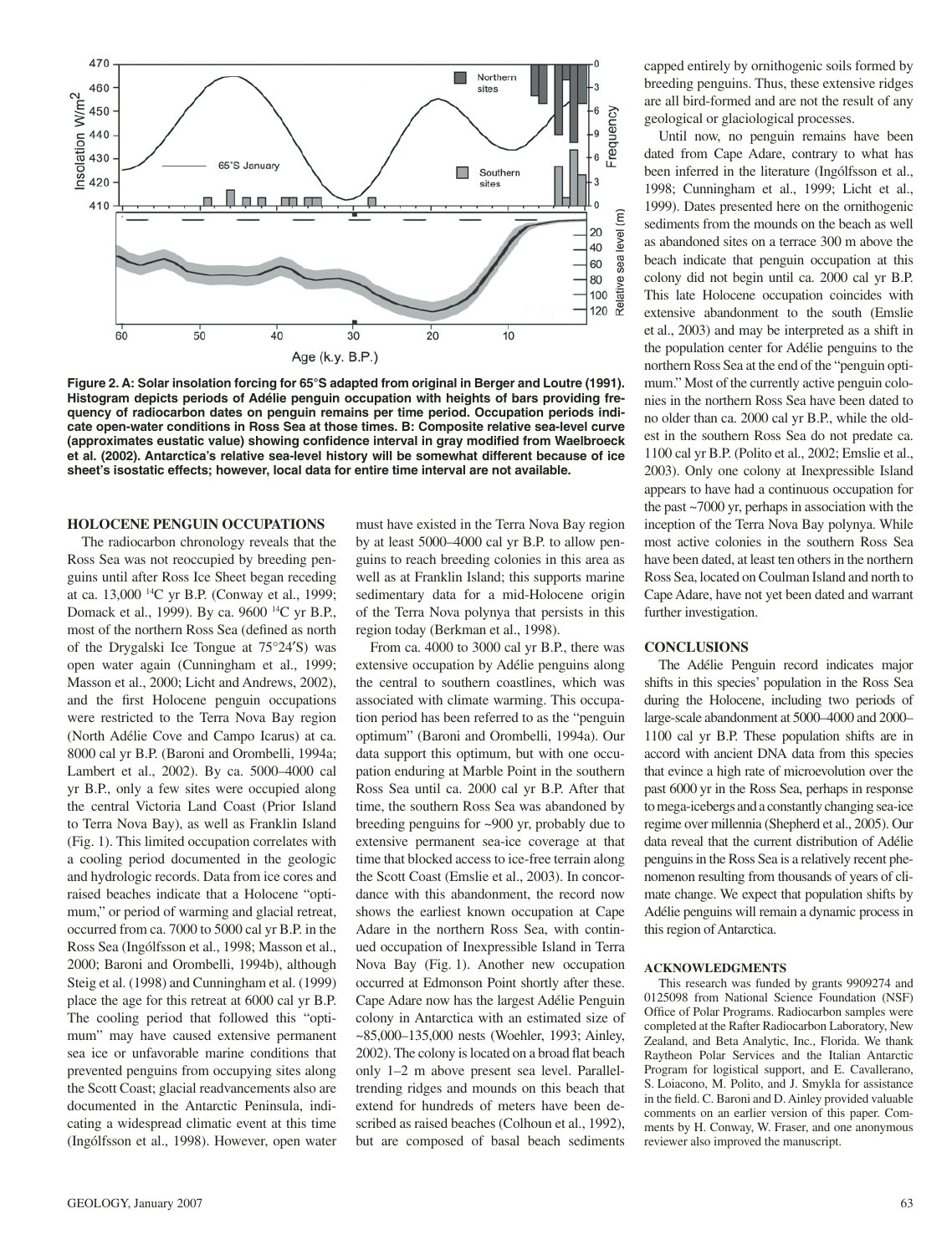Figure 2. A: Solar insolation forcing for 65°S adapted from original in Berger and Loutre (1991). Histogram depicts periods of Adélie penguin occupation with heights of bars providing frequency of radiocarbon dates on penguin remains per time period. Occupation periods indicate open-water conditions in Ross Sea at those times. B: Composite relative sea-level curve (approximates eustatic value) showing confidence interval in gray modified from Waelbroeck et al. (2002). Antarctica's relative sea-level history will be somewhat different because of ice sheet's isostatic effects; however, local data for entire time interval are not available.

## HOLOCENE PENGUIN OCCUPATIONS

The radiocarbon chronology reveals that the Ross Sea was not reoccupied by breeding penguins until after Ross Ice Sheet began receding at ca. 13,000 $^{14}$C yr B.P. (Conway et al., 1999; Domack et al., 1999). By ca. 9600 $^{14}$C yr B.P., most of the northern Ross Sea (defined as north of the Drygalski Ice Tongue at 75°24′S) was open water again (Cunningham et al., 1999; Masson et al., 2000; Licht and Andrews, 2002), and the first Holocene penguin occupations were restricted to the Terra Nova Bay region (North Adélie Cove and Campo Icarus) at ca. 8000 cal yr B.P. (Baroni and Orombelli, 1994a; Lambert et al., 2002). By ca. 5000–4000 cal yr B.P., only a few sites were occupied along the central Victoria Land Coast (Prior Island to Terra Nova Bay), as well as Franklin Island (Fig. 1). This limited occupation correlates with a cooling period documented in the geologic and hydrologic records. Data from ice cores and raised beaches indicate that a Holocene "optimum," or period of warming and glacial retreat, occurred from ca. 7000 to 5000 cal yr B.P. in the Ross Sea (Ingólfsson et al., 1998; Masson et al., 2000; Baroni and Orombelli, 1994b), although Steig et al. (1998) and Cunningham et al. (1999) place the age for this retreat at 6000 cal yr B.P. The cooling period that followed this "optimum" may have caused extensive permanent sea ice or unfavorable marine conditions that prevented penguins from occupying sites along the Scott Coast; glacial readvancements also are documented in the Antarctic Peninsula, indicating a widespread climatic event at this time (Ingólfsson et al., 1998). However, open water must have existed in the Terra Nova Bay region by at least 5000–4000 cal yr B.P. to allow penguins to reach breeding colonies in this area as well as at Franklin Island; this supports marine sedimentary data for a mid-Holocene origin of the Terra Nova polynya that persists in this region today (Berkman et al., 1998).

From ca. 4000 to 3000 cal yr B.P., there was extensive occupation by Adélie penguins along the central to southern coastlines, which was associated with climate warming. This occupation period has been referred to as the "penguin optimum" (Baroni and Orombelli, 1994a). Our data support this optimum, but with one occupation enduring at Marble Point in the southern Ross Sea until ca. 2000 cal yr B.P. After that time, the southern Ross Sea was abandoned by breeding penguins for ~900 yr, probably due to extensive permanent sea-ice coverage at that time that blocked access to ice-free terrain along the Scott Coast (Emslie et al., 2003). In concordance with this abandonment, the record now shows the earliest known occupation at Cape Adare in the northern Ross Sea, with continued occupation of Inexpressible Island in Terra Nova Bay (Fig. 1). Another new occupation occurred at Edmonson Point shortly after these. Cape Adare now has the largest Adélie Penguin colony in Antarctica with an estimated size of ~85,000–135,000 nests (Woehler, 1993; Ainley, 2002). The colony is located on a broad flat beach only 1–2 m above present sea level. Parallel-trending ridges and mounds on this beach that extend for hundreds of meters have been described as raised beaches (Colhoun et al., 1992), but are composed of basal beach sediments capped entirely by ornithogenic soils formed by breeding penguins. Thus, these extensive ridges are all bird-formed and are not the result of any geological or glaciological processes.

Until now, no penguin remains have been dated from Cape Adare, contrary to what has been inferred in the literature (Ingólfsson et al., 1998; Cunningham et al., 1999; Licht et al., 1999). Dates presented here on the ornithogenic sediments from the mounds on the beach as well as abandoned sites on a terrace 300 m above the beach indicate that penguin occupation at this colony did not begin until ca. 2000 cal yr B.P. This late Holocene occupation coincides with extensive abandonment to the south (Emslie et al., 2003) and may be interpreted as a shift in the population center for Adélie penguins to the northern Ross Sea at the end of the "penguin optimum." Most of the currently active penguin colonies in the northern Ross Sea have been dated to no older than ca. 2000 cal yr B.P., while the oldest in the southern Ross Sea do not predate ca. 1100 cal yr B.P. (Polito et al., 2002; Emslie et al., 2003). Only one colony at Inexpressible Island appears to have had a continuous occupation for the past ~7000 yr, perhaps in association with the inception of the Terra Nova Bay polynya. While most active colonies in the southern Ross Sea have been dated, at least ten others in the northern Ross Sea, located on Coulman Island and north to Cape Adare, have not yet been dated and warrant further investigation.

## CONCLUSIONS

The Adélie Penguin record indicates major shifts in this species' population in the Ross Sea during the Holocene, including two periods of large-scale abandonment at 5000–4000 and 2000–1100 cal yr B.P. These population shifts are in accord with ancient DNA data from this species that evince a high rate of microevolution over the past 6000 yr in the Ross Sea, perhaps in response to mega-icebergs and a constantly changing sea-ice regime over millennia (Shepherd et al., 2005). Our data reveal that the current distribution of Adélie penguins in the Ross Sea is a relatively recent phenomenon resulting from thousands of years of climate change. We expect that population shifts by Adélie penguins will remain a dynamic process in this region of Antarctica.

## ACKNOWLEDGMENTS

This research was funded by grants 9909274 and 0125098 from National Science Foundation (NSF) Office of Polar Programs. Radiocarbon samples were completed at the Rafter Radiocarbon Laboratory, New Zealand, and Beta Analytic, Inc., Florida. We thank Raytheon Polar Services and the Italian Antarctic Program for logistical support, and E. Cavallerano, S. Loiacono, M. Polito, and J. Smykla for assistance in the field. C. Baroni and D. Ainley provided valuable comments on an earlier version of this paper. Comments by H. Conway, W. Fraser, and one anonymous reviewer also improved the manuscript.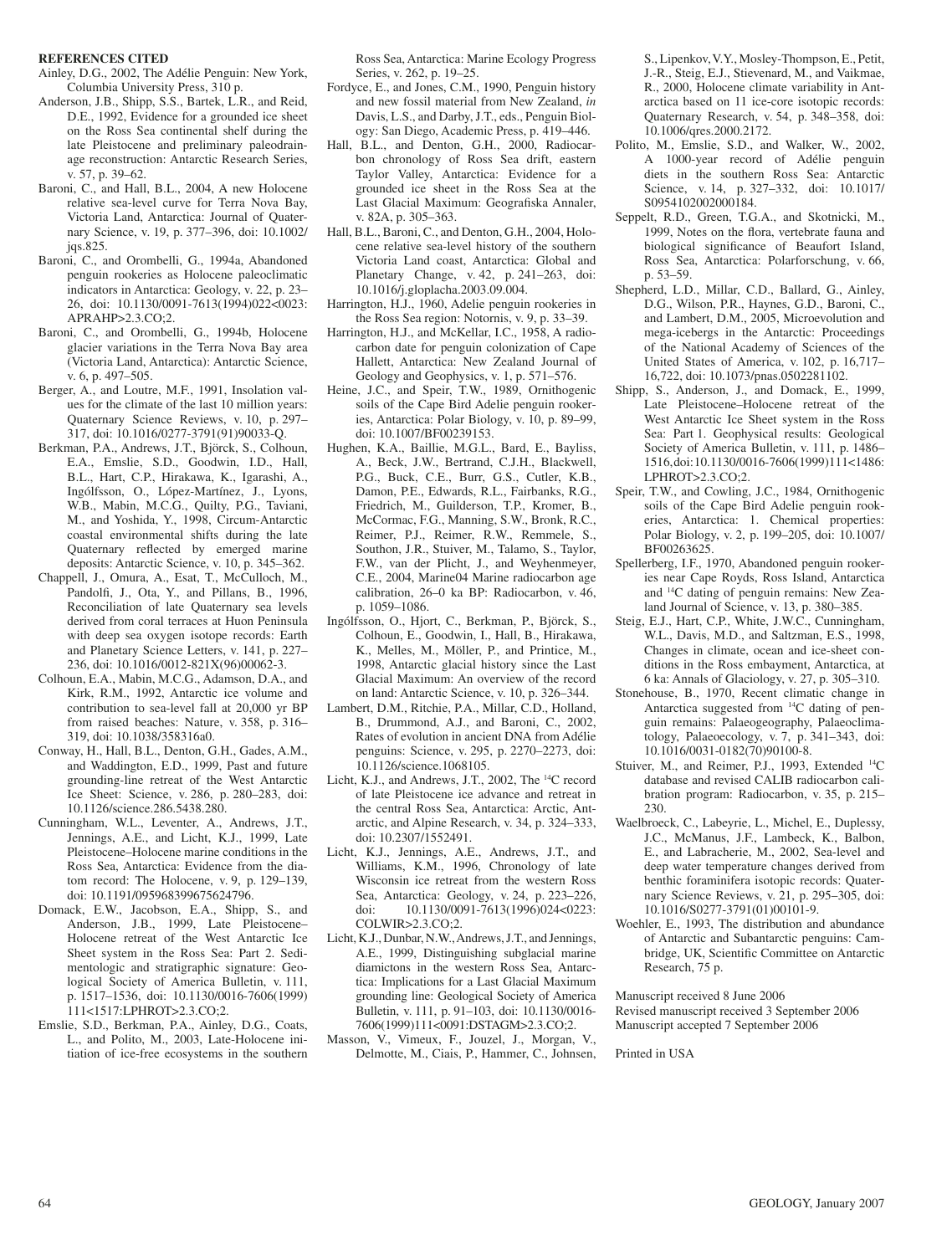## REFERENCES CITED

Ainley, D.G., 2002, The Adélie Penguin: New York, Columbia University Press, 310 p.

Anderson, J.B., Shipp, S.S., Bartek, L.R., and Reid, D.E., 1992, Evidence for a grounded ice sheet on the Ross Sea continental shelf during the late Pleistocene and preliminary paleodrainage reconstruction: Antarctic Research Series, v. 57, p. 39–62.

Baroni, C., and Hall, B.L., 2004, A new Holocene relative sea-level curve for Terra Nova Bay, Victoria Land, Antarctica: Journal of Quaternary Science, v. 19, p. 377–396, doi: 10.1002/jqs.825.

Baroni, C., and Orombelli, G., 1994a, Abandoned penguin rookeries as Holocene paleoclimatic indicators in Antarctica: Geology, v. 22, p. 23–26, doi: 10.1130/0091-7613(1994)022<0023:APRAHP>2.3.CO;2.

Baroni, C., and Orombelli, G., 1994b, Holocene glacier variations in the Terra Nova Bay area (Victoria Land, Antarctica): Antarctic Science, v. 6, p. 497–505.

Berger, A., and Loutre, M.F., 1991, Insolation values for the climate of the last 10 million years: Quaternary Science Reviews, v. 10, p. 297–317, doi: 10.1016/0277-3791(91)90033-Q.

Berkman, P.A., Andrews, J.T., Björck, S., Colhoun, E.A., Emslie, S.D., Goodwin, I.D., Hall, B.L., Hart, C.P., Hirakawa, K., Igarashi, A., Ingólfsson, O., López-Martínez, J., Lyons, W.B., Mabin, M.C.G., Quilty, P.G., Taviani, M., and Yoshida, Y., 1998, Circum-Antarctic coastal environmental shifts during the late Quaternary reflected by emerged marine deposits: Antarctic Science, v. 10, p. 345–362.

Chappell, J., Omura, A., Esat, T., McCulloch, M., Pandolfi, J., Ota, Y., and Pillans, B., 1996, Reconciliation of late Quaternary sea levels derived from coral terraces at Huon Peninsula with deep sea oxygen isotope records: Earth and Planetary Science Letters, v. 141, p. 227–236, doi: 10.1016/0012-821X(96)00062-3.

Colhoun, E.A., Mabin, M.C.G., Adamson, D.A., and Kirk, R.M., 1992, Antarctic ice volume and contribution to sea-level fall at 20,000 yr BP from raised beaches: Nature, v. 358, p. 316–319, doi: 10.1038/358316a0.

Conway, H., Hall, B.L., Denton, G.H., Gades, A.M., and Waddington, E.D., 1999, Past and future grounding-line retreat of the West Antarctic Ice Sheet: Science, v. 286, p. 280–283, doi: 10.1126/science.286.5438.280.

Cunningham, W.L., Leventer, A., Andrews, J.T., Jennings, A.E., and Licht, K.J., 1999, Late Pleistocene–Holocene marine conditions in the Ross Sea, Antarctica: Evidence from the diatom record: The Holocene, v. 9, p. 129–139, doi: 10.1191/095968399675624796.

Domack, E.W., Jacobson, E.A., Shipp, S., and Anderson, J.B., 1999, Late Pleistocene–Holocene retreat of the West Antarctic Ice Sheet system in the Ross Sea: Part 2. Sedimentologic and stratigraphic signature: Geological Society of America Bulletin, v. 111, p. 1517–1536, doi: 10.1130/0016-7606(1999)111<1517:LPHROT>2.3.CO;2.

Emslie, S.D., Berkman, P.A., Ainley, D.G., Coats, L., and Polito, M., 2003, Late-Holocene initiation of ice-free ecosystems in the southern Ross Sea, Antarctica: Marine Ecology Progress Series, v. 262, p. 19–25.

Fordyce, E., and Jones, C.M., 1990, Penguin history and new fossil material from New Zealand, *in* Davis, L.S., and Darby, J.T., eds., Penguin Biology: San Diego, Academic Press, p. 419–446.

Hall, B.L., and Denton, G.H., 2000, Radiocarbon chronology of Ross Sea drift, eastern Taylor Valley, Antarctica: Evidence for a grounded ice sheet in the Ross Sea at the Last Glacial Maximum: Geografiska Annaler, v. 82A, p. 305–363.

Hall, B.L., Baroni, C., and Denton, G.H., 2004, Holocene relative sea-level history of the southern Victoria Land coast, Antarctica: Global and Planetary Change, v. 42, p. 241–263, doi: 10.1016/j.gloplacha.2003.09.004.

Harrington, H.J., 1960, Adelie penguin rookeries in the Ross Sea region: Notornis, v. 9, p. 33–39.

Harrington, H.J., and McKellar, I.C., 1958, A radiocarbon date for penguin colonization of Cape Hallett, Antarctica: New Zealand Journal of Geology and Geophysics, v. 1, p. 571–576.

Heine, J.C., and Speir, T.W., 1989, Ornithogenic soils of the Cape Bird Adelie penguin rookeries, Antarctica: Polar Biology, v. 10, p. 89–99, doi: 10.1007/BF00239153.

Hughen, K.A., Baillie, M.G.L., Bard, E., Bayliss, A., Beck, J.W., Bertrand, C.J.H., Blackwell, P.G., Buck, C.E., Burr, G.S., Cutler, K.B., Damon, P.E., Edwards, R.L., Fairbanks, R.G., Friedrich, M., Guilderson, T.P., Kromer, B., McCormac, F.G., Manning, S.W., Bronk, R.C., Reimer, P.J., Reimer, R.W., Remmele, S., Southon, J.R., Stuiver, M., Talamo, S., Taylor, F.W., van der Plicht, J., and Weyhenmeyer, C.E., 2004, Marine04 Marine radiocarbon age calibration, 26–0 ka BP: Radiocarbon, v. 46, p. 1059–1086.

Ingólfsson, O., Hjort, C., Berkman, P., Björck, S., Colhoun, E., Goodwin, I., Hall, B., Hirakawa, K., Melles, M., Möller, P., and Printice, M., 1998, Antarctic glacial history since the Last Glacial Maximum: An overview of the record on land: Antarctic Science, v. 10, p. 326–344.

Lambert, D.M., Ritchie, P.A., Millar, C.D., Holland, B., Drummond, A.J., and Baroni, C., 2002, Rates of evolution in ancient DNA from Adélie penguins: Science, v. 295, p. 2270–2273, doi: 10.1126/science.1068105.

Licht, K.J., and Andrews, J.T., 2002, The $^{14}$C record of late Pleistocene ice advance and retreat in the central Ross Sea, Antarctica: Arctic, Antarctic, and Alpine Research, v. 34, p. 324–333, doi: 10.2307/1552491.

Licht, K.J., Jennings, A.E., Andrews, J.T., and Williams, K.M., 1996, Chronology of late Wisconsin ice retreat from the western Ross Sea, Antarctica: Geology, v. 24, p. 223–226, doi: 10.1130/0091-7613(1996)024<0223:COLWIR>2.3.CO;2.

Licht, K.J., Dunbar, N.W., Andrews, J.T., and Jennings, A.E., 1999, Distinguishing subglacial marine diamictons in the western Ross Sea, Antarctica: Implications for a Last Glacial Maximum grounding line: Geological Society of America Bulletin, v. 111, p. 91–103, doi: 10.1130/0016-7606(1999)111<0091:DSTAGM>2.3.CO;2.

Masson, V., Vimeux, F., Jouzel, J., Morgan, V., Delmotte, M., Ciais, P., Hammer, C., Johnsen, S., Lipenkov, V.Y., Mosley-Thompson, E., Petit, J.-R., Steig, E.J., Stievenard, M., and Vaikmae, R., 2000, Holocene climate variability in Antarctica based on 11 ice-core isotopic records: Quaternary Research, v. 54, p. 348–358, doi: 10.1006/qres.2000.2172.

Polito, M., Emslie, S.D., and Walker, W., 2002, A 1000-year record of Adélie penguin diets in the southern Ross Sea: Antarctic Science, v. 14, p. 327–332, doi: 10.1017/S0954102002000184.

Seppelt, R.D., Green, T.G.A., and Skotnicki, M., 1999, Notes on the flora, vertebrate fauna and biological significance of Beaufort Island, Ross Sea, Antarctica: Polarforschung, v. 66, p. 53–59.

Shepherd, L.D., Millar, C.D., Ballard, G., Ainley, D.G., Wilson, P.R., Haynes, G.D., Baroni, C., and Lambert, D.M., 2005, Microevolution and mega-icebergs in the Antarctic: Proceedings of the National Academy of Sciences of the United States of America, v. 102, p. 16,717–16,722, doi: 10.1073/pnas.0502281102.

Shipp, S., Anderson, J., and Domack, E., 1999, Late Pleistocene–Holocene retreat of the West Antarctic Ice Sheet system in the Ross Sea: Part 1. Geophysical results: Geological Society of America Bulletin, v. 111, p. 1486–1516, doi:10.1130/0016-7606(1999)111<1486:LPHROT>2.3.CO;2.

Speir, T.W., and Cowling, J.C., 1984, Ornithogenic soils of the Cape Bird Adelie penguin rookeries, Antarctica: 1. Chemical properties: Polar Biology, v. 2, p. 199–205, doi: 10.1007/BF00263625.

Spellerberg, I.F., 1970, Abandoned penguin rookeries near Cape Royds, Ross Island, Antarctica and $^{14}$C dating of penguin remains: New Zealand Journal of Science, v. 13, p. 380–385.

Steig, E.J., Hart, C.P., White, J.W.C., Cunningham, W.L., Davis, M.D., and Saltzman, E.S., 1998, Changes in climate, ocean and ice-sheet conditions in the Ross embayment, Antarctica, at 6 ka: Annals of Glaciology, v. 27, p. 305–310.

Stonehouse, B., 1970, Recent climatic change in Antarctica suggested from $^{14}$C dating of penguin remains: Palaeogeography, Palaeoclimatology, Palaeoecology, v. 7, p. 341–343, doi: 10.1016/0031-0182(70)90100-8.

Stuiver, M., and Reimer, P.J., 1993, Extended $^{14}$C database and revised CALIB radiocarbon calibration program: Radiocarbon, v. 35, p. 215–230.

Waelbroeck, C., Labeyrie, L., Michel, E., Duplessy, J.C., McManus, J.F., Lambeck, K., Balbon, E., and Labracherie, M., 2002, Sea-level and deep water temperature changes derived from benthic foraminifera isotopic records: Quaternary Science Reviews, v. 21, p. 295–305, doi: 10.1016/S0277-3791(01)00101-9.

Woehler, E., 1993, The distribution and abundance of Antarctic and Subantarctic penguins: Cambridge, UK, Scientific Committee on Antarctic Research, 75 p.

Manuscript received 8 June 2006
Revised manuscript received 3 September 2006
Manuscript accepted 7 September 2006

Printed in USA